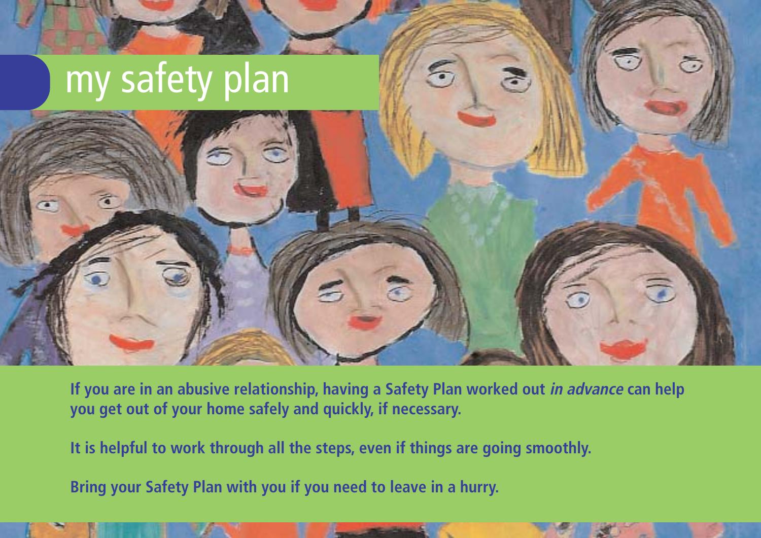# my safety plan

**If you are in an abusive relationship, having a Safety Plan worked out *in advance* can help you get out of your home safely and quickly, if necessary.**

**It is helpful to work through all the steps, even if things are going smoothly.**

**Bring your Safety Plan with you if you need to leave in a hurry.**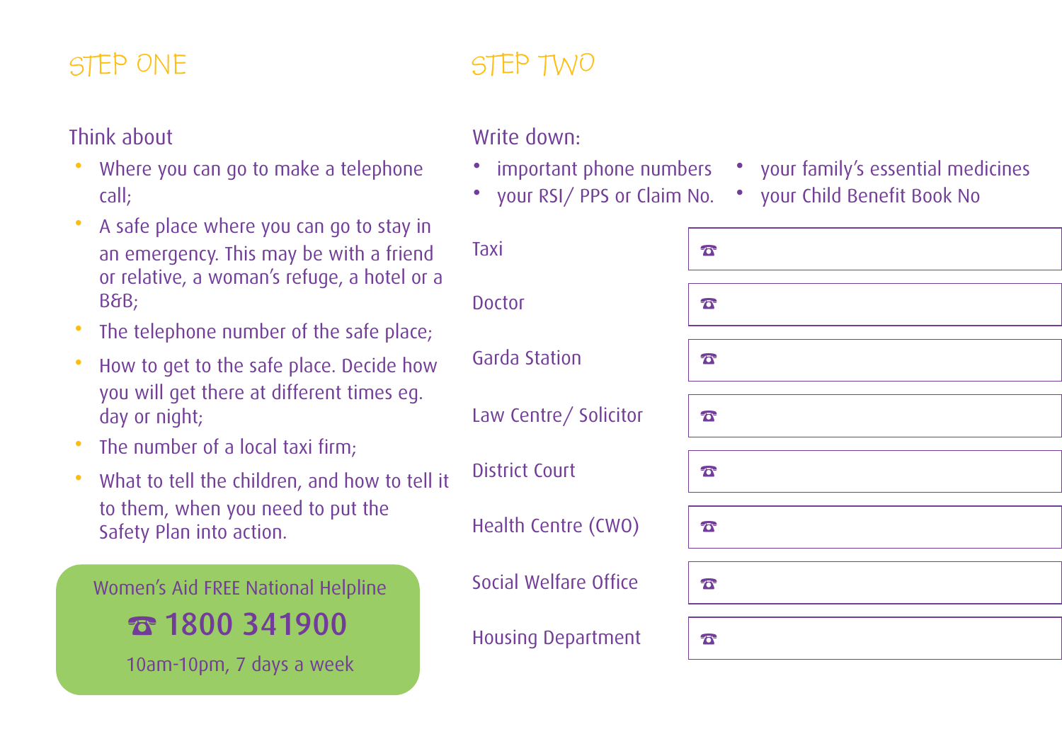## STEP ONE

Think about

- Where you can go to make a telephone call;
- A safe place where you can go to stay in an emergency. This may be with a friend or relative, a woman's refuge, a hotel or a B&B;
- The telephone number of the safe place;
- How to get to the safe place. Decide how you will get there at different times eg. day or night;
- The number of a local taxi firm;
- What to tell the children, and how to tell it to them, when you need to put the Safety Plan into action.

Women's Aid FREE National Helpline

☎ **1800 341900**

10am-10pm, 7 days a week

## STEP TWO

Write down:

- important phone numbers
- your RSI/ PPS or Claim No.
- your family's essential medicines
- your Child Benefit Book No

| | |
|---|---|
| Taxi | ☎ |
| Doctor | ☎ |
| Garda Station | ☎ |
| Law Centre/ Solicitor | ☎ |
| District Court | ☎ |
| Health Centre (CWO) | ☎ |
| Social Welfare Office | ☎ |
| Housing Department | ☎ |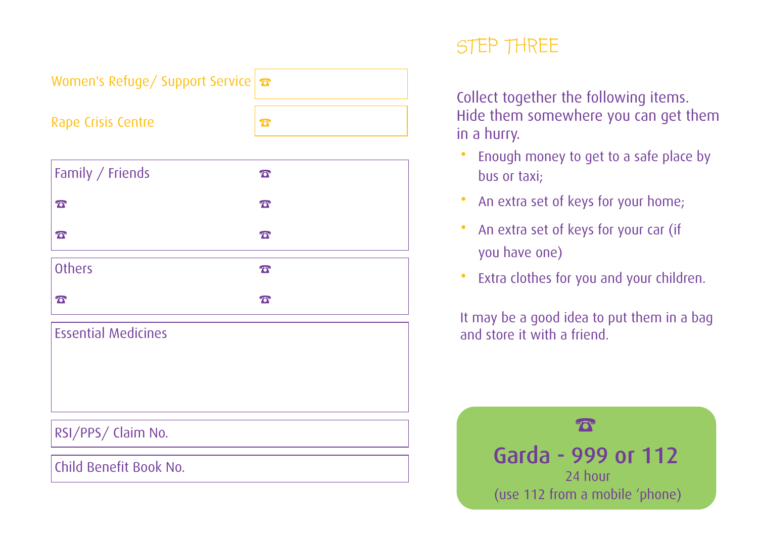Women's Refuge/ Support Service ☎

Rape Crisis Centre ☎

| Family / Friends | ☎ |
| --- | --- |
| ☎ | ☎ |
| ☎ | ☎ |

| Others | ☎ |
| --- | --- |
| ☎ | ☎ |

Essential Medicines

RSI/PPS/ Claim No.

Child Benefit Book No.

## STEP THREE

Collect together the following items. Hide them somewhere you can get them in a hurry.

- Enough money to get to a safe place by bus or taxi;
- An extra set of keys for your home;
- An extra set of keys for your car (if you have one)
- Extra clothes for you and your children.

It may be a good idea to put them in a bag and store it with a friend.

☎

**Garda - 999 or 112**

24 hour

(use 112 from a mobile 'phone)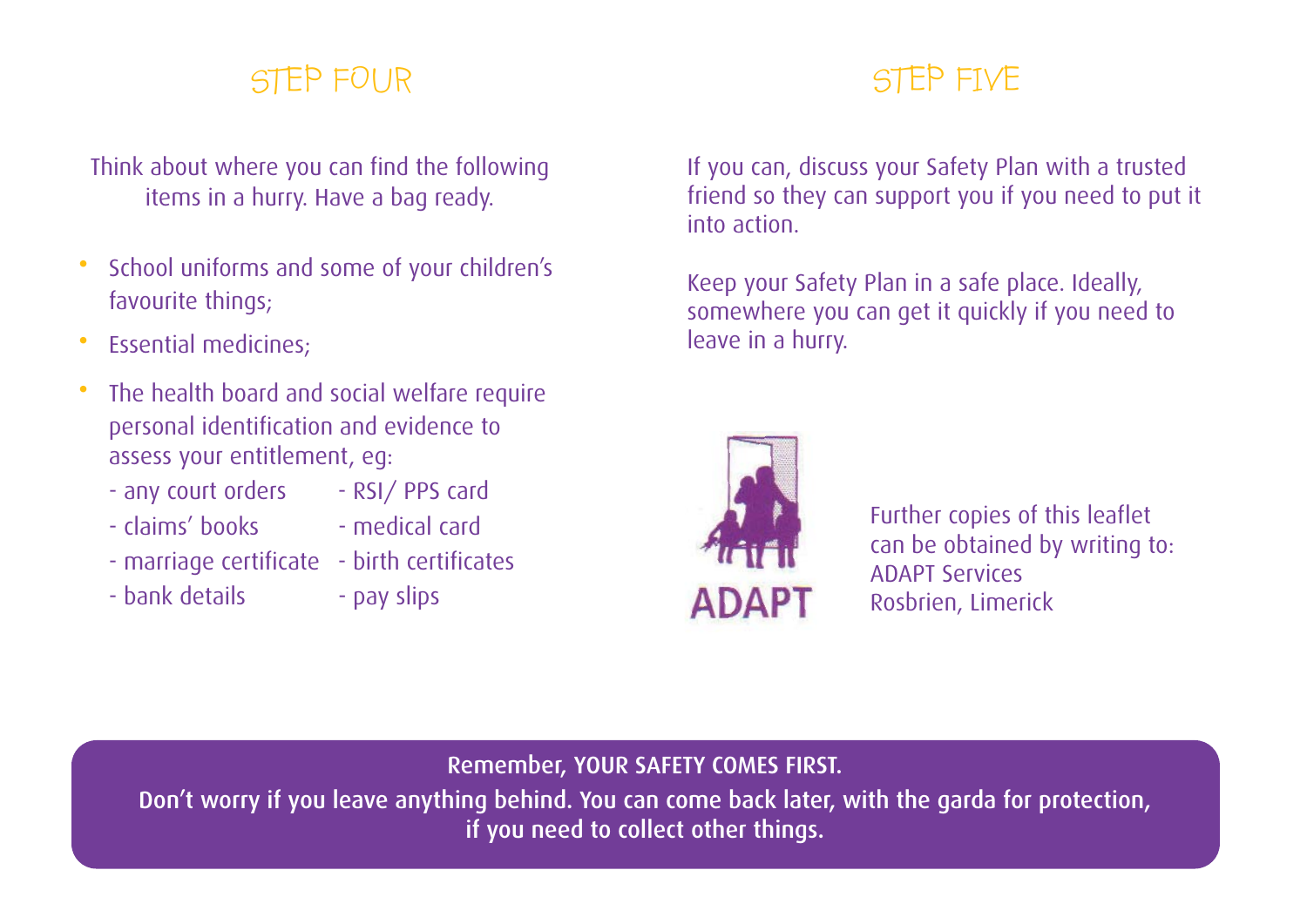## STEP FOUR

Think about where you can find the following items in a hurry. Have a bag ready.

- School uniforms and some of your children's favourite things;
- Essential medicines;
- The health board and social welfare require personal identification and evidence to assess your entitlement, eg:
  - any court orders
  - claims' books
  - marriage certificate
  - bank details
  - RSI/ PPS card
  - medical card
  - birth certificates
  - pay slips

## STEP FIVE

If you can, discuss your Safety Plan with a trusted friend so they can support you if you need to put it into action.

Keep your Safety Plan in a safe place. Ideally, somewhere you can get it quickly if you need to leave in a hurry.

ADAPT

Further copies of this leaflet can be obtained by writing to:
ADAPT Services
Rosbrien, Limerick

Remember, **YOUR SAFETY COMES FIRST.**

Don't worry if you leave anything behind. You can come back later, with the garda for protection, if you need to collect other things.